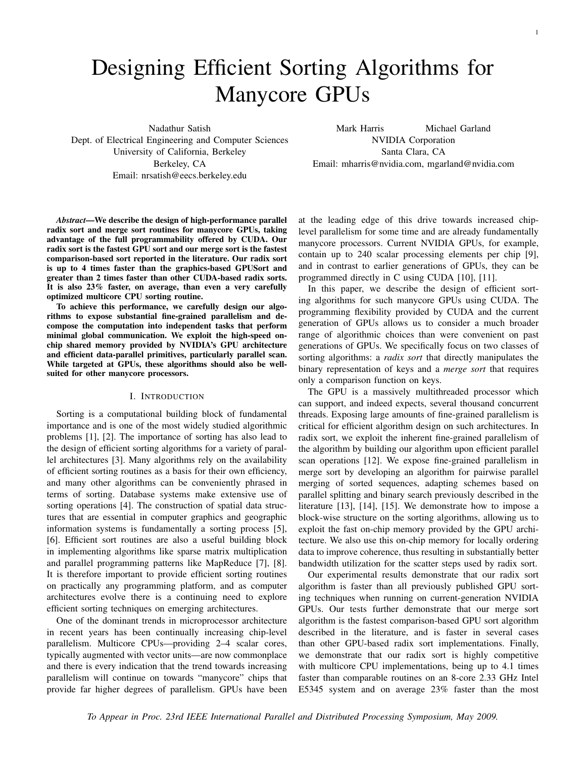# Designing Efficient Sorting Algorithms for Manycore GPUs

Nadathur Satish
Dept. of Electrical Engineering and Computer Sciences
University of California, Berkeley
Berkeley, CA
Email: nrsatish@eecs.berkeley.edu

Mark Harris  Michael Garland
NVIDIA Corporation
Santa Clara, CA
Email: mharris@nvidia.com, mgarland@nvidia.com

***Abstract*—We describe the design of high-performance parallel radix sort and merge sort routines for manycore GPUs, taking advantage of the full programmability offered by CUDA. Our radix sort is the fastest GPU sort and our merge sort is the fastest comparison-based sort reported in the literature. Our radix sort is up to 4 times faster than the graphics-based GPUSort and greater than 2 times faster than other CUDA-based radix sorts. It is also 23% faster, on average, than even a very carefully optimized multicore CPU sorting routine.**

**To achieve this performance, we carefully design our algorithms to expose substantial fine-grained parallelism and decompose the computation into independent tasks that perform minimal global communication. We exploit the high-speed on-chip shared memory provided by NVIDIA's GPU architecture and efficient data-parallel primitives, particularly parallel scan. While targeted at GPUs, these algorithms should also be well-suited for other manycore processors.**

## I. Introduction

Sorting is a computational building block of fundamental importance and is one of the most widely studied algorithmic problems [1], [2]. The importance of sorting has also lead to the design of efficient sorting algorithms for a variety of parallel architectures [3]. Many algorithms rely on the availability of efficient sorting routines as a basis for their own efficiency, and many other algorithms can be conveniently phrased in terms of sorting. Database systems make extensive use of sorting operations [4]. The construction of spatial data structures that are essential in computer graphics and geographic information systems is fundamentally a sorting process [5], [6]. Efficient sort routines are also a useful building block in implementing algorithms like sparse matrix multiplication and parallel programming patterns like MapReduce [7], [8]. It is therefore important to provide efficient sorting routines on practically any programming platform, and as computer architectures evolve there is a continuing need to explore efficient sorting techniques on emerging architectures.

One of the dominant trends in microprocessor architecture in recent years has been continually increasing chip-level parallelism. Multicore CPUs—providing 2–4 scalar cores, typically augmented with vector units—are now commonplace and there is every indication that the trend towards increasing parallelism will continue on towards "manycore" chips that provide far higher degrees of parallelism. GPUs have been at the leading edge of this drive towards increased chip-level parallelism for some time and are already fundamentally manycore processors. Current NVIDIA GPUs, for example, contain up to 240 scalar processing elements per chip [9], and in contrast to earlier generations of GPUs, they can be programmed directly in C using CUDA [10], [11].

In this paper, we describe the design of efficient sorting algorithms for such manycore GPUs using CUDA. The programming flexibility provided by CUDA and the current generation of GPUs allows us to consider a much broader range of algorithmic choices than were convenient on past generations of GPUs. We specifically focus on two classes of sorting algorithms: a *radix sort* that directly manipulates the binary representation of keys and a *merge sort* that requires only a comparison function on keys.

The GPU is a massively multithreaded processor which can support, and indeed expects, several thousand concurrent threads. Exposing large amounts of fine-grained parallelism is critical for efficient algorithm design on such architectures. In radix sort, we exploit the inherent fine-grained parallelism of the algorithm by building our algorithm upon efficient parallel scan operations [12]. We expose fine-grained parallelism in merge sort by developing an algorithm for pairwise parallel merging of sorted sequences, adapting schemes based on parallel splitting and binary search previously described in the literature [13], [14], [15]. We demonstrate how to impose a block-wise structure on the sorting algorithms, allowing us to exploit the fast on-chip memory provided by the GPU architecture. We also use this on-chip memory for locally ordering data to improve coherence, thus resulting in substantially better bandwidth utilization for the scatter steps used by radix sort.

Our experimental results demonstrate that our radix sort algorithm is faster than all previously published GPU sorting techniques when running on current-generation NVIDIA GPUs. Our tests further demonstrate that our merge sort algorithm is the fastest comparison-based GPU sort algorithm described in the literature, and is faster in several cases than other GPU-based radix sort implementations. Finally, we demonstrate that our radix sort is highly competitive with multicore CPU implementations, being up to 4.1 times faster than comparable routines on an 8-core 2.33 GHz Intel E5345 system and on average 23% faster than the most

*To Appear in Proc. 23rd IEEE International Parallel and Distributed Processing Symposium, May 2009.*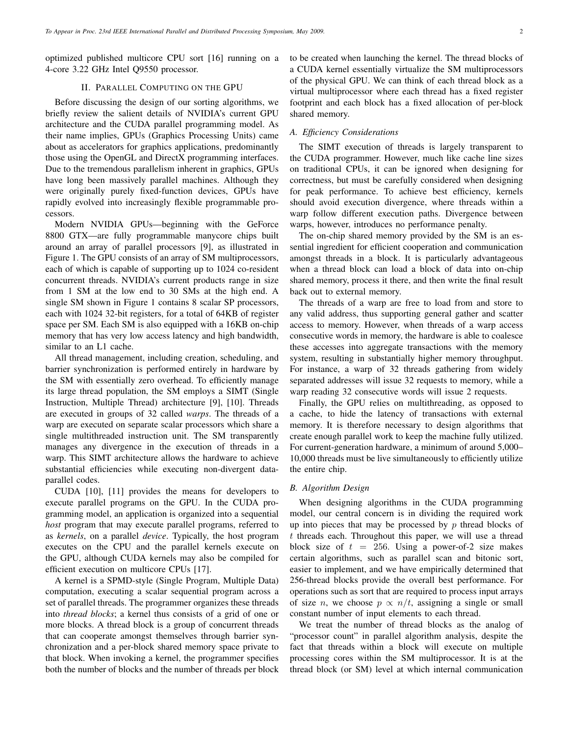optimized published multicore CPU sort [16] running on a 4-core 3.22 GHz Intel Q9550 processor.

## II. Parallel Computing on the GPU

Before discussing the design of our sorting algorithms, we briefly review the salient details of NVIDIA's current GPU architecture and the CUDA parallel programming model. As their name implies, GPUs (Graphics Processing Units) came about as accelerators for graphics applications, predominantly those using the OpenGL and DirectX programming interfaces. Due to the tremendous parallelism inherent in graphics, GPUs have long been massively parallel machines. Although they were originally purely fixed-function devices, GPUs have rapidly evolved into increasingly flexible programmable processors.

Modern NVIDIA GPUs—beginning with the GeForce 8800 GTX—are fully programmable manycore chips built around an array of parallel processors [9], as illustrated in Figure 1. The GPU consists of an array of SM multiprocessors, each of which is capable of supporting up to 1024 co-resident concurrent threads. NVIDIA's current products range in size from 1 SM at the low end to 30 SMs at the high end. A single SM shown in Figure 1 contains 8 scalar SP processors, each with 1024 32-bit registers, for a total of 64KB of register space per SM. Each SM is also equipped with a 16KB on-chip memory that has very low access latency and high bandwidth, similar to an L1 cache.

All thread management, including creation, scheduling, and barrier synchronization is performed entirely in hardware by the SM with essentially zero overhead. To efficiently manage its large thread population, the SM employs a SIMT (Single Instruction, Multiple Thread) architecture [9], [10]. Threads are executed in groups of 32 called *warps*. The threads of a warp are executed on separate scalar processors which share a single multithreaded instruction unit. The SM transparently manages any divergence in the execution of threads in a warp. This SIMT architecture allows the hardware to achieve substantial efficiencies while executing non-divergent data-parallel codes.

CUDA [10], [11] provides the means for developers to execute parallel programs on the GPU. In the CUDA programming model, an application is organized into a sequential *host* program that may execute parallel programs, referred to as *kernels*, on a parallel *device*. Typically, the host program executes on the CPU and the parallel kernels execute on the GPU, although CUDA kernels may also be compiled for efficient execution on multicore CPUs [17].

A kernel is a SPMD-style (Single Program, Multiple Data) computation, executing a scalar sequential program across a set of parallel threads. The programmer organizes these threads into *thread blocks*; a kernel thus consists of a grid of one or more blocks. A thread block is a group of concurrent threads that can cooperate amongst themselves through barrier synchronization and a per-block shared memory space private to that block. When invoking a kernel, the programmer specifies both the number of blocks and the number of threads per block to be created when launching the kernel. The thread blocks of a CUDA kernel essentially virtualize the SM multiprocessors of the physical GPU. We can think of each thread block as a virtual multiprocessor where each thread has a fixed register footprint and each block has a fixed allocation of per-block shared memory.

### A. Efficiency Considerations

The SIMT execution of threads is largely transparent to the CUDA programmer. However, much like cache line sizes on traditional CPUs, it can be ignored when designing for correctness, but must be carefully considered when designing for peak performance. To achieve best efficiency, kernels should avoid execution divergence, where threads within a warp follow different execution paths. Divergence between warps, however, introduces no performance penalty.

The on-chip shared memory provided by the SM is an essential ingredient for efficient cooperation and communication amongst threads in a block. It is particularly advantageous when a thread block can load a block of data into on-chip shared memory, process it there, and then write the final result back out to external memory.

The threads of a warp are free to load from and store to any valid address, thus supporting general gather and scatter access to memory. However, when threads of a warp access consecutive words in memory, the hardware is able to coalesce these accesses into aggregate transactions with the memory system, resulting in substantially higher memory throughput. For instance, a warp of 32 threads gathering from widely separated addresses will issue 32 requests to memory, while a warp reading 32 consecutive words will issue 2 requests.

Finally, the GPU relies on multithreading, as opposed to a cache, to hide the latency of transactions with external memory. It is therefore necessary to design algorithms that create enough parallel work to keep the machine fully utilized. For current-generation hardware, a minimum of around 5,000–10,000 threads must be live simultaneously to efficiently utilize the entire chip.

### B. Algorithm Design

When designing algorithms in the CUDA programming model, our central concern is in dividing the required work up into pieces that may be processed by $p$ thread blocks of $t$ threads each. Throughout this paper, we will use a thread block size of $t = 256$. Using a power-of-2 size makes certain algorithms, such as parallel scan and bitonic sort, easier to implement, and we have empirically determined that 256-thread blocks provide the overall best performance. For operations such as sort that are required to process input arrays of size $n$, we choose $p \propto n/t$, assigning a single or small constant number of input elements to each thread.

We treat the number of thread blocks as the analog of "processor count" in parallel algorithm analysis, despite the fact that threads within a block will execute on multiple processing cores within the SM multiprocessor. It is at the thread block (or SM) level at which internal communication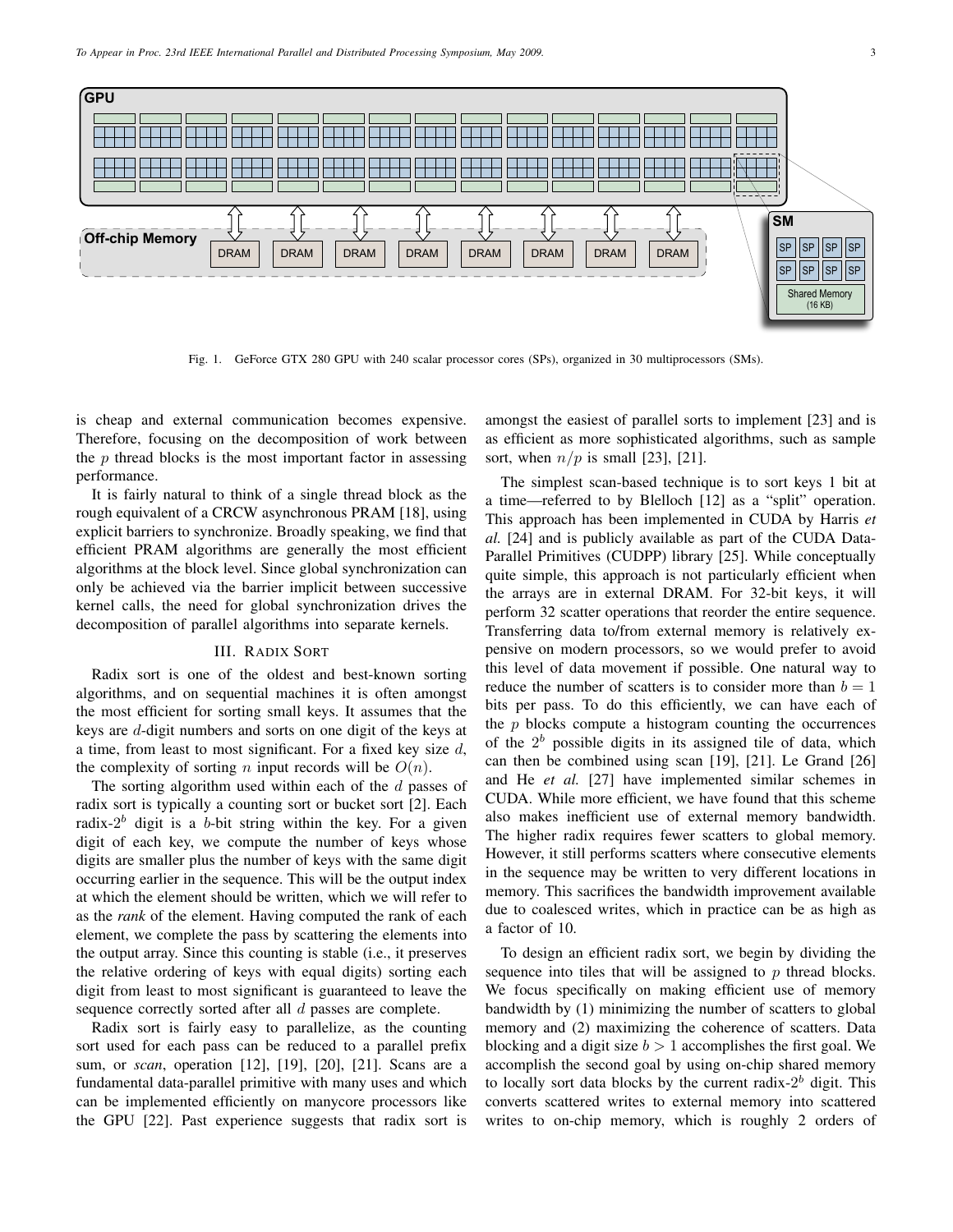Fig. 1. GeForce GTX 280 GPU with 240 scalar processor cores (SPs), organized in 30 multiprocessors (SMs).

is cheap and external communication becomes expensive. Therefore, focusing on the decomposition of work between the $p$ thread blocks is the most important factor in assessing performance.

It is fairly natural to think of a single thread block as the rough equivalent of a CRCW asynchronous PRAM [18], using explicit barriers to synchronize. Broadly speaking, we find that efficient PRAM algorithms are generally the most efficient algorithms at the block level. Since global synchronization can only be achieved via the barrier implicit between successive kernel calls, the need for global synchronization drives the decomposition of parallel algorithms into separate kernels.

## III. Radix Sort

Radix sort is one of the oldest and best-known sorting algorithms, and on sequential machines it is often amongst the most efficient for sorting small keys. It assumes that the keys are $d$-digit numbers and sorts on one digit of the keys at a time, from least to most significant. For a fixed key size $d$, the complexity of sorting $n$ input records will be $O(n)$.

The sorting algorithm used within each of the $d$ passes of radix sort is typically a counting sort or bucket sort [2]. Each radix-$2^b$ digit is a $b$-bit string within the key. For a given digit of each key, we compute the number of keys whose digits are smaller plus the number of keys with the same digit occurring earlier in the sequence. This will be the output index at which the element should be written, which we will refer to as the *rank* of the element. Having computed the rank of each element, we complete the pass by scattering the elements into the output array. Since this counting is stable (i.e., it preserves the relative ordering of keys with equal digits) sorting each digit from least to most significant is guaranteed to leave the sequence correctly sorted after all $d$ passes are complete.

Radix sort is fairly easy to parallelize, as the counting sort used for each pass can be reduced to a parallel prefix sum, or *scan*, operation [12], [19], [20], [21]. Scans are a fundamental data-parallel primitive with many uses and which can be implemented efficiently on manycore processors like the GPU [22]. Past experience suggests that radix sort is amongst the easiest of parallel sorts to implement [23] and is as efficient as more sophisticated algorithms, such as sample sort, when $n/p$ is small [23], [21].

The simplest scan-based technique is to sort keys 1 bit at a time—referred to by Blelloch [12] as a "split" operation. This approach has been implemented in CUDA by Harris *et al.* [24] and is publicly available as part of the CUDA Data-Parallel Primitives (CUDPP) library [25]. While conceptually quite simple, this approach is not particularly efficient when the arrays are in external DRAM. For 32-bit keys, it will perform 32 scatter operations that reorder the entire sequence. Transferring data to/from external memory is relatively expensive on modern processors, so we would prefer to avoid this level of data movement if possible. One natural way to reduce the number of scatters is to consider more than $b = 1$ bits per pass. To do this efficiently, we can have each of the $p$ blocks compute a histogram counting the occurrences of the $2^b$ possible digits in its assigned tile of data, which can then be combined using scan [19], [21]. Le Grand [26] and He *et al.* [27] have implemented similar schemes in CUDA. While more efficient, we have found that this scheme also makes inefficient use of external memory bandwidth. The higher radix requires fewer scatters to global memory. However, it still performs scatters where consecutive elements in the sequence may be written to very different locations in memory. This sacrifices the bandwidth improvement available due to coalesced writes, which in practice can be as high as a factor of 10.

To design an efficient radix sort, we begin by dividing the sequence into tiles that will be assigned to $p$ thread blocks. We focus specifically on making efficient use of memory bandwidth by (1) minimizing the number of scatters to global memory and (2) maximizing the coherence of scatters. Data blocking and a digit size $b > 1$ accomplishes the first goal. We accomplish the second goal by using on-chip shared memory to locally sort data blocks by the current radix-$2^b$ digit. This converts scattered writes to external memory into scattered writes to on-chip memory, which is roughly 2 orders of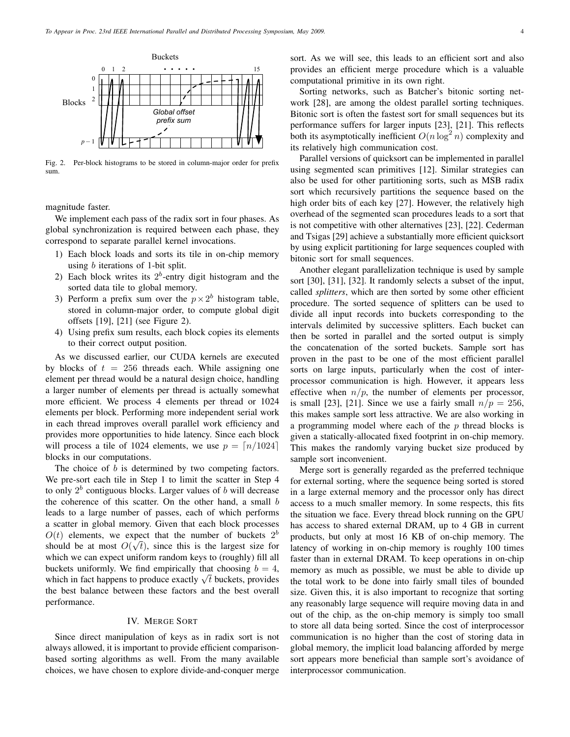Fig. 2. Per-block histograms to be stored in column-major order for prefix sum.

magnitude faster.

We implement each pass of the radix sort in four phases. As global synchronization is required between each phase, they correspond to separate parallel kernel invocations.

1) Each block loads and sorts its tile in on-chip memory using $b$ iterations of 1-bit split.
2) Each block writes its $2^b$-entry digit histogram and the sorted data tile to global memory.
3) Perform a prefix sum over the $p \times 2^b$ histogram table, stored in column-major order, to compute global digit offsets [19], [21] (see Figure 2).
4) Using prefix sum results, each block copies its elements to their correct output position.

As we discussed earlier, our CUDA kernels are executed by blocks of $t = 256$ threads each. While assigning one element per thread would be a natural design choice, handling a larger number of elements per thread is actually somewhat more efficient. We process 4 elements per thread or 1024 elements per block. Performing more independent serial work in each thread improves overall parallel work efficiency and provides more opportunities to hide latency. Since each block will process a tile of 1024 elements, we use $p = \lceil n/1024 \rceil$ blocks in our computations.

The choice of $b$ is determined by two competing factors. We pre-sort each tile in Step 1 to limit the scatter in Step 4 to only $2^b$ contiguous blocks. Larger values of $b$ will decrease the coherence of this scatter. On the other hand, a small $b$ leads to a large number of passes, each of which performs a scatter in global memory. Given that each block processes $O(t)$ elements, we expect that the number of buckets $2^b$ should be at most $O(\sqrt{t})$, since this is the largest size for which we can expect uniform random keys to (roughly) fill all buckets uniformly. We find empirically that choosing $b = 4$, which in fact happens to produce exactly $\sqrt{t}$ buckets, provides the best balance between these factors and the best overall performance.

## IV. Merge Sort

Since direct manipulation of keys as in radix sort is not always allowed, it is important to provide efficient comparison-based sorting algorithms as well. From the many available choices, we have chosen to explore divide-and-conquer merge sort. As we will see, this leads to an efficient sort and also provides an efficient merge procedure which is a valuable computational primitive in its own right.

Sorting networks, such as Batcher's bitonic sorting network [28], are among the oldest parallel sorting techniques. Bitonic sort is often the fastest sort for small sequences but its performance suffers for larger inputs [23], [21]. This reflects both its asymptotically inefficient $O(n \log^2 n)$ complexity and its relatively high communication cost.

Parallel versions of quicksort can be implemented in parallel using segmented scan primitives [12]. Similar strategies can also be used for other partitioning sorts, such as MSB radix sort which recursively partitions the sequence based on the high order bits of each key [27]. However, the relatively high overhead of the segmented scan procedures leads to a sort that is not competitive with other alternatives [23], [22]. Cederman and Tsigas [29] achieve a substantially more efficient quicksort by using explicit partitioning for large sequences coupled with bitonic sort for small sequences.

Another elegant parallelization technique is used by sample sort [30], [31], [32]. It randomly selects a subset of the input, called *splitters*, which are then sorted by some other efficient procedure. The sorted sequence of splitters can be used to divide all input records into buckets corresponding to the intervals delimited by successive splitters. Each bucket can then be sorted in parallel and the sorted output is simply the concatenation of the sorted buckets. Sample sort has proven in the past to be one of the most efficient parallel sorts on large inputs, particularly when the cost of interprocessor communication is high. However, it appears less effective when $n/p$, the number of elements per processor, is small [23], [21]. Since we use a fairly small $n/p = 256$, this makes sample sort less attractive. We are also working in a programming model where each of the $p$ thread blocks is given a statically-allocated fixed footprint in on-chip memory. This makes the randomly varying bucket size produced by sample sort inconvenient.

Merge sort is generally regarded as the preferred technique for external sorting, where the sequence being sorted is stored in a large external memory and the processor only has direct access to a much smaller memory. In some respects, this fits the situation we face. Every thread block running on the GPU has access to shared external DRAM, up to 4 GB in current products, but only at most 16 KB of on-chip memory. The latency of working in on-chip memory is roughly 100 times faster than in external DRAM. To keep operations in on-chip memory as much as possible, we must be able to divide up the total work to be done into fairly small tiles of bounded size. Given this, it is also important to recognize that sorting any reasonably large sequence will require moving data in and out of the chip, as the on-chip memory is simply too small to store all data being sorted. Since the cost of interprocessor communication is no higher than the cost of storing data in global memory, the implicit load balancing afforded by merge sort appears more beneficial than sample sort's avoidance of interprocessor communication.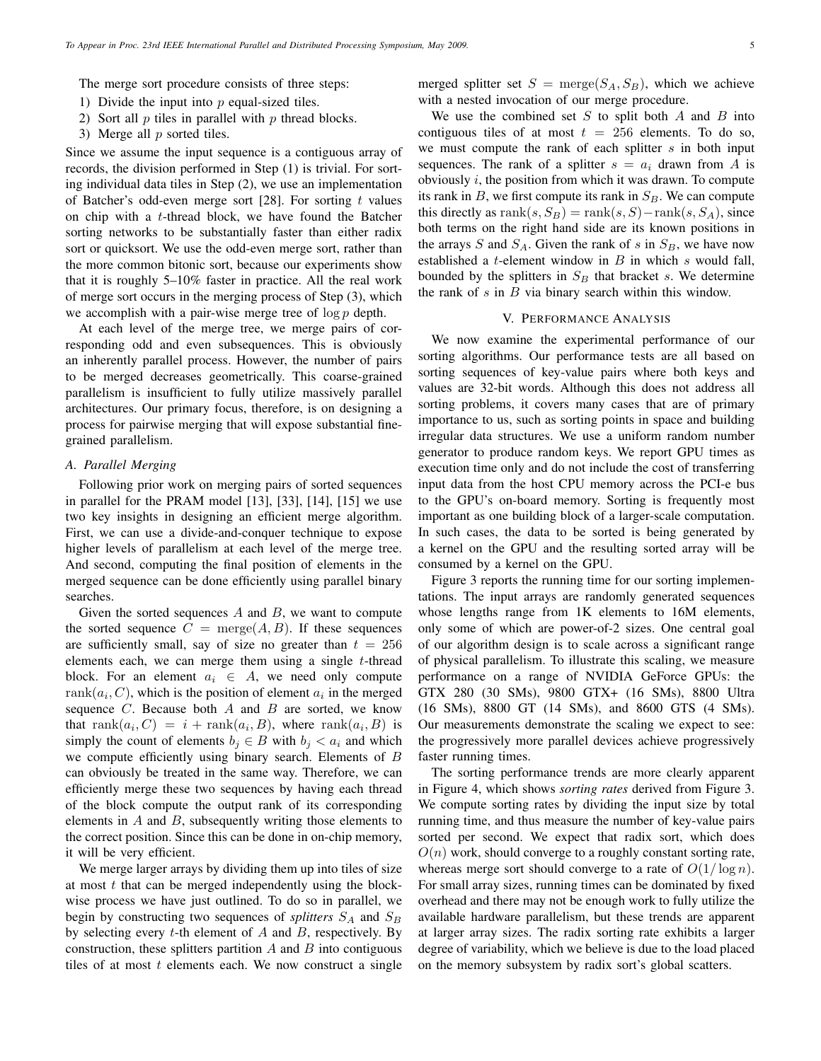The merge sort procedure consists of three steps:

1) Divide the input into $p$ equal-sized tiles.
2) Sort all $p$ tiles in parallel with $p$ thread blocks.
3) Merge all $p$ sorted tiles.

Since we assume the input sequence is a contiguous array of records, the division performed in Step (1) is trivial. For sorting individual data tiles in Step (2), we use an implementation of Batcher's odd-even merge sort [28]. For sorting $t$ values on chip with a $t$-thread block, we have found the Batcher sorting networks to be substantially faster than either radix sort or quicksort. We use the odd-even merge sort, rather than the more common bitonic sort, because our experiments show that it is roughly 5–10% faster in practice. All the real work of merge sort occurs in the merging process of Step (3), which we accomplish with a pair-wise merge tree of $\log p$ depth.

At each level of the merge tree, we merge pairs of corresponding odd and even subsequences. This is obviously an inherently parallel process. However, the number of pairs to be merged decreases geometrically. This coarse-grained parallelism is insufficient to fully utilize massively parallel architectures. Our primary focus, therefore, is on designing a process for pairwise merging that will expose substantial fine-grained parallelism.

### A. Parallel Merging

Following prior work on merging pairs of sorted sequences in parallel for the PRAM model [13], [33], [14], [15] we use two key insights in designing an efficient merge algorithm. First, we can use a divide-and-conquer technique to expose higher levels of parallelism at each level of the merge tree. And second, computing the final position of elements in the merged sequence can be done efficiently using parallel binary searches.

Given the sorted sequences $A$ and $B$, we want to compute the sorted sequence $C = \mathrm{merge}(A, B)$. If these sequences are sufficiently small, say of size no greater than $t = 256$ elements each, we can merge them using a single $t$-thread block. For an element $a_i \in A$, we need only compute $\mathrm{rank}(a_i, C)$, which is the position of element $a_i$ in the merged sequence $C$. Because both $A$ and $B$ are sorted, we know that $\mathrm{rank}(a_i, C) = i + \mathrm{rank}(a_i, B)$, where $\mathrm{rank}(a_i, B)$ is simply the count of elements $b_j \in B$ with $b_j < a_i$ and which we compute efficiently using binary search. Elements of $B$ can obviously be treated in the same way. Therefore, we can efficiently merge these two sequences by having each thread of the block compute the output rank of its corresponding elements in $A$ and $B$, subsequently writing those elements to the correct position. Since this can be done in on-chip memory, it will be very efficient.

We merge larger arrays by dividing them up into tiles of size at most $t$ that can be merged independently using the block-wise process we have just outlined. To do so in parallel, we begin by constructing two sequences of *splitters* $S_A$ and $S_B$ by selecting every $t$-th element of $A$ and $B$, respectively. By construction, these splitters partition $A$ and $B$ into contiguous tiles of at most $t$ elements each. We now construct a single merged splitter set $S = \mathrm{merge}(S_A, S_B)$, which we achieve with a nested invocation of our merge procedure.

We use the combined set $S$ to split both $A$ and $B$ into contiguous tiles of at most $t = 256$ elements. To do so, we must compute the rank of each splitter $s$ in both input sequences. The rank of a splitter $s = a_i$ drawn from $A$ is obviously $i$, the position from which it was drawn. To compute its rank in $B$, we first compute its rank in $S_B$. We can compute this directly as $\mathrm{rank}(s, S_B) = \mathrm{rank}(s, S) - \mathrm{rank}(s, S_A)$, since both terms on the right hand side are its known positions in the arrays $S$ and $S_A$. Given the rank of $s$ in $S_B$, we have now established a $t$-element window in $B$ in which $s$ would fall, bounded by the splitters in $S_B$ that bracket $s$. We determine the rank of $s$ in $B$ via binary search within this window.

## V. Performance Analysis

We now examine the experimental performance of our sorting algorithms. Our performance tests are all based on sorting sequences of key-value pairs where both keys and values are 32-bit words. Although this does not address all sorting problems, it covers many cases that are of primary importance to us, such as sorting points in space and building irregular data structures. We use a uniform random number generator to produce random keys. We report GPU times as execution time only and do not include the cost of transferring input data from the host CPU memory across the PCI-e bus to the GPU's on-board memory. Sorting is frequently most important as one building block of a larger-scale computation. In such cases, the data to be sorted is being generated by a kernel on the GPU and the resulting sorted array will be consumed by a kernel on the GPU.

Figure 3 reports the running time for our sorting implementations. The input arrays are randomly generated sequences whose lengths range from 1K elements to 16M elements, only some of which are power-of-2 sizes. One central goal of our algorithm design is to scale across a significant range of physical parallelism. To illustrate this scaling, we measure performance on a range of NVIDIA GeForce GPUs: the GTX 280 (30 SMs), 9800 GTX+ (16 SMs), 8800 Ultra (16 SMs), 8800 GT (14 SMs), and 8600 GTS (4 SMs). Our measurements demonstrate the scaling we expect to see: the progressively more parallel devices achieve progressively faster running times.

The sorting performance trends are more clearly apparent in Figure 4, which shows *sorting rates* derived from Figure 3. We compute sorting rates by dividing the input size by total running time, and thus measure the number of key-value pairs sorted per second. We expect that radix sort, which does $O(n)$ work, should converge to a roughly constant sorting rate, whereas merge sort should converge to a rate of $O(1/\log n)$. For small array sizes, running times can be dominated by fixed overhead and there may not be enough work to fully utilize the available hardware parallelism, but these trends are apparent at larger array sizes. The radix sorting rate exhibits a larger degree of variability, which we believe is due to the load placed on the memory subsystem by radix sort's global scatters.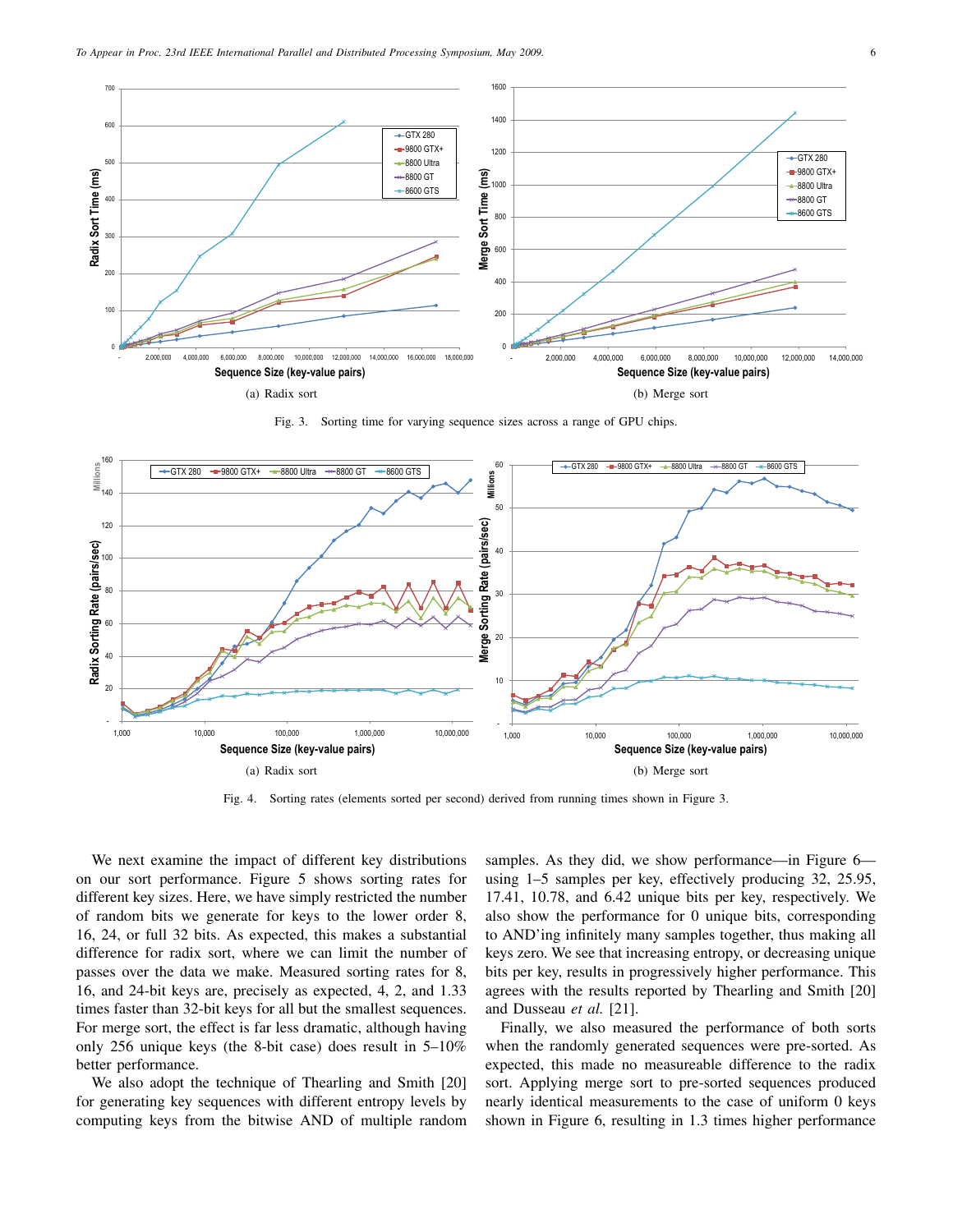(a) Radix sort

(b) Merge sort

Fig. 3. Sorting time for varying sequence sizes across a range of GPU chips.

(a) Radix sort

(b) Merge sort

Fig. 4. Sorting rates (elements sorted per second) derived from running times shown in Figure 3.

We next examine the impact of different key distributions on our sort performance. Figure 5 shows sorting rates for different key sizes. Here, we have simply restricted the number of random bits we generate for keys to the lower order 8, 16, 24, or full 32 bits. As expected, this makes a substantial difference for radix sort, where we can limit the number of passes over the data we make. Measured sorting rates for 8, 16, and 24-bit keys are, precisely as expected, 4, 2, and 1.33 times faster than 32-bit keys for all but the smallest sequences. For merge sort, the effect is far less dramatic, although having only 256 unique keys (the 8-bit case) does result in 5–10% better performance.

We also adopt the technique of Thearling and Smith [20] for generating key sequences with different entropy levels by computing keys from the bitwise AND of multiple random samples. As they did, we show performance—in Figure 6—using 1–5 samples per key, effectively producing 32, 25.95, 17.41, 10.78, and 6.42 unique bits per key, respectively. We also show the performance for 0 unique bits, corresponding to AND'ing infinitely many samples together, thus making all keys zero. We see that increasing entropy, or decreasing unique bits per key, results in progressively higher performance. This agrees with the results reported by Thearling and Smith [20] and Dusseau *et al.* [21].

Finally, we also measured the performance of both sorts when the randomly generated sequences were pre-sorted. As expected, this made no measureable difference to the radix sort. Applying merge sort to pre-sorted sequences produced nearly identical measurements to the case of uniform 0 keys shown in Figure 6, resulting in 1.3 times higher performance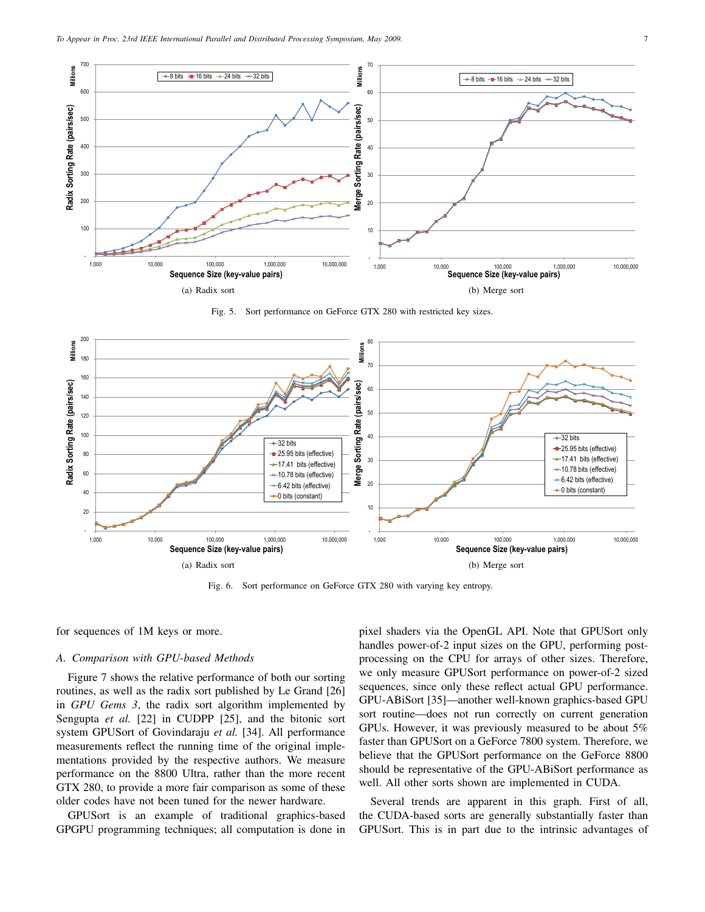(a) Radix sort

(b) Merge sort

Fig. 5. Sort performance on GeForce GTX 280 with restricted key sizes.

(a) Radix sort

(b) Merge sort

Fig. 6. Sort performance on GeForce GTX 280 with varying key entropy.

for sequences of 1M keys or more.

### *A. Comparison with GPU-based Methods*

Figure 7 shows the relative performance of both our sorting routines, as well as the radix sort published by Le Grand [26] in *GPU Gems 3*, the radix sort algorithm implemented by Sengupta *et al.* [22] in CUDPP [25], and the bitonic sort system GPUSort of Govindaraju *et al.* [34]. All performance measurements reflect the running time of the original implementations provided by the respective authors. We measure performance on the 8800 Ultra, rather than the more recent GTX 280, to provide a more fair comparison as some of these older codes have not been tuned for the newer hardware.

GPUSort is an example of traditional graphics-based GPGPU programming techniques; all computation is done in pixel shaders via the OpenGL API. Note that GPUSort only handles power-of-2 input sizes on the GPU, performing post-processing on the CPU for arrays of other sizes. Therefore, we only measure GPUSort performance on power-of-2 sized sequences, since only these reflect actual GPU performance. GPU-ABiSort [35]—another well-known graphics-based GPU sort routine—does not run correctly on current generation GPUs. However, it was previously measured to be about 5% faster than GPUSort on a GeForce 7800 system. Therefore, we believe that the GPUSort performance on the GeForce 8800 should be representative of the GPU-ABiSort performance as well. All other sorts shown are implemented in CUDA.

Several trends are apparent in this graph. First of all, the CUDA-based sorts are generally substantially faster than GPUSort. This is in part due to the intrinsic advantages of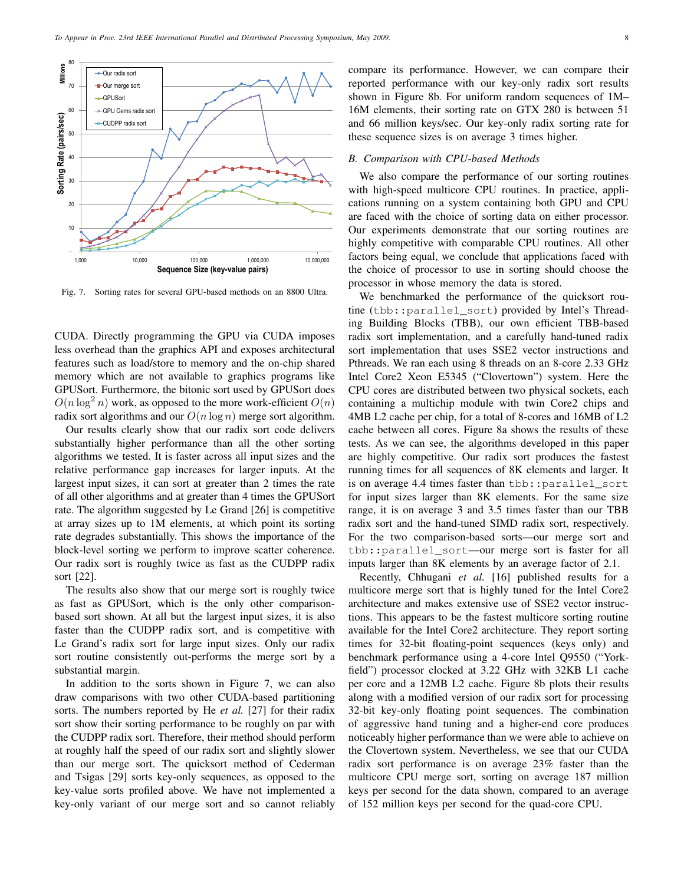Fig. 7. Sorting rates for several GPU-based methods on an 8800 Ultra.

CUDA. Directly programming the GPU via CUDA imposes less overhead than the graphics API and exposes architectural features such as load/store to memory and the on-chip shared memory which are not available to graphics programs like GPUSort. Furthermore, the bitonic sort used by GPUSort does $O(n \log^2 n)$ work, as opposed to the more work-efficient $O(n)$ radix sort algorithms and our $O(n \log n)$ merge sort algorithm.

Our results clearly show that our radix sort code delivers substantially higher performance than all the other sorting algorithms we tested. It is faster across all input sizes and the relative performance gap increases for larger inputs. At the largest input sizes, it can sort at greater than 2 times the rate of all other algorithms and at greater than 4 times the GPUSort rate. The algorithm suggested by Le Grand [26] is competitive at array sizes up to 1M elements, at which point its sorting rate degrades substantially. This shows the importance of the block-level sorting we perform to improve scatter coherence. Our radix sort is roughly twice as fast as the CUDPP radix sort [22].

The results also show that our merge sort is roughly twice as fast as GPUSort, which is the only other comparison-based sort shown. At all but the largest input sizes, it is also faster than the CUDPP radix sort, and is competitive with Le Grand's radix sort for large input sizes. Only our radix sort routine consistently out-performs the merge sort by a substantial margin.

In addition to the sorts shown in Figure 7, we can also draw comparisons with two other CUDA-based partitioning sorts. The numbers reported by He *et al.* [27] for their radix sort show their sorting performance to be roughly on par with the CUDPP radix sort. Therefore, their method should perform at roughly half the speed of our radix sort and slightly slower than our merge sort. The quicksort method of Cederman and Tsigas [29] sorts key-only sequences, as opposed to the key-value sorts profiled above. We have not implemented a key-only variant of our merge sort and so cannot reliably compare its performance. However, we can compare their reported performance with our key-only radix sort results shown in Figure 8b. For uniform random sequences of 1M–16M elements, their sorting rate on GTX 280 is between 51 and 66 million keys/sec. Our key-only radix sorting rate for these sequence sizes is on average 3 times higher.

### *B. Comparison with CPU-based Methods*

We also compare the performance of our sorting routines with high-speed multicore CPU routines. In practice, applications running on a system containing both GPU and CPU are faced with the choice of sorting data on either processor. Our experiments demonstrate that our sorting routines are highly competitive with comparable CPU routines. All other factors being equal, we conclude that applications faced with the choice of processor to use in sorting should choose the processor in whose memory the data is stored.

We benchmarked the performance of the quicksort routine (`tbb::parallel_sort`) provided by Intel's Threading Building Blocks (TBB), our own efficient TBB-based radix sort implementation, and a carefully hand-tuned radix sort implementation that uses SSE2 vector instructions and Pthreads. We ran each using 8 threads on an 8-core 2.33 GHz Intel Core2 Xeon E5345 ("Clovertown") system. Here the CPU cores are distributed between two physical sockets, each containing a multichip module with twin Core2 chips and 4MB L2 cache per chip, for a total of 8-cores and 16MB of L2 cache between all cores. Figure 8a shows the results of these tests. As we can see, the algorithms developed in this paper are highly competitive. Our radix sort produces the fastest running times for all sequences of 8K elements and larger. It is on average 4.4 times faster than `tbb::parallel_sort` for input sizes larger than 8K elements. For the same size range, it is on average 3 and 3.5 times faster than our TBB radix sort and the hand-tuned SIMD radix sort, respectively. For the two comparison-based sorts—our merge sort and `tbb::parallel_sort`—our merge sort is faster for all inputs larger than 8K elements by an average factor of 2.1.

Recently, Chhugani *et al.* [16] published results for a multicore merge sort that is highly tuned for the Intel Core2 architecture and makes extensive use of SSE2 vector instructions. This appears to be the fastest multicore sorting routine available for the Intel Core2 architecture. They report sorting times for 32-bit floating-point sequences (keys only) and benchmark performance using a 4-core Intel Q9550 ("Yorkfield") processor clocked at 3.22 GHz with 32KB L1 cache per core and a 12MB L2 cache. Figure 8b plots their results along with a modified version of our radix sort for processing 32-bit key-only floating point sequences. The combination of aggressive hand tuning and a higher-end core produces noticeably higher performance than we were able to achieve on the Clovertown system. Nevertheless, we see that our CUDA radix sort performance is on average 23% faster than the multicore CPU merge sort, sorting on average 187 million keys per second for the data shown, compared to an average of 152 million keys per second for the quad-core CPU.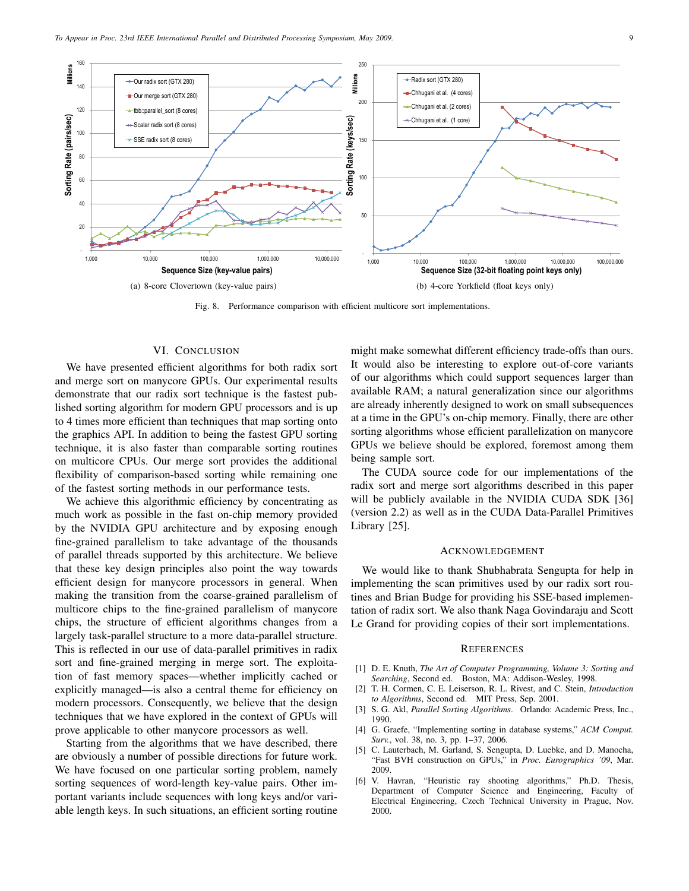(a) 8-core Clovertown (key-value pairs)

(b) 4-core Yorkfield (float keys only)

Fig. 8. Performance comparison with efficient multicore sort implementations.

## VI. Conclusion

We have presented efficient algorithms for both radix sort and merge sort on manycore GPUs. Our experimental results demonstrate that our radix sort technique is the fastest published sorting algorithm for modern GPU processors and is up to 4 times more efficient than techniques that map sorting onto the graphics API. In addition to being the fastest GPU sorting technique, it is also faster than comparable sorting routines on multicore CPUs. Our merge sort provides the additional flexibility of comparison-based sorting while remaining one of the fastest sorting methods in our performance tests.

We achieve this algorithmic efficiency by concentrating as much work as possible in the fast on-chip memory provided by the NVIDIA GPU architecture and by exposing enough fine-grained parallelism to take advantage of the thousands of parallel threads supported by this architecture. We believe that these key design principles also point the way towards efficient design for manycore processors in general. When making the transition from the coarse-grained parallelism of multicore chips to the fine-grained parallelism of manycore chips, the structure of efficient algorithms changes from a largely task-parallel structure to a more data-parallel structure. This is reflected in our use of data-parallel primitives in radix sort and fine-grained merging in merge sort. The exploitation of fast memory spaces—whether implicitly cached or explicitly managed—is also a central theme for efficiency on modern processors. Consequently, we believe that the design techniques that we have explored in the context of GPUs will prove applicable to other manycore processors as well.

Starting from the algorithms that we have described, there are obviously a number of possible directions for future work. We have focused on one particular sorting problem, namely sorting sequences of word-length key-value pairs. Other important variants include sequences with long keys and/or variable length keys. In such situations, an efficient sorting routine might make somewhat different efficiency trade-offs than ours. It would also be interesting to explore out-of-core variants of our algorithms which could support sequences larger than available RAM; a natural generalization since our algorithms are already inherently designed to work on small subsequences at a time in the GPU's on-chip memory. Finally, there are other sorting algorithms whose efficient parallelization on manycore GPUs we believe should be explored, foremost among them being sample sort.

The CUDA source code for our implementations of the radix sort and merge sort algorithms described in this paper will be publicly available in the NVIDIA CUDA SDK [36] (version 2.2) as well as in the CUDA Data-Parallel Primitives Library [25].

## Acknowledgement

We would like to thank Shubhabrata Sengupta for help in implementing the scan primitives used by our radix sort routines and Brian Budge for providing his SSE-based implementation of radix sort. We also thank Naga Govindaraju and Scott Le Grand for providing copies of their sort implementations.

## References

[1] D. E. Knuth, *The Art of Computer Programming, Volume 3: Sorting and Searching*, Second ed. Boston, MA: Addison-Wesley, 1998.

[2] T. H. Cormen, C. E. Leiserson, R. L. Rivest, and C. Stein, *Introduction to Algorithms*, Second ed. MIT Press, Sep. 2001.

[3] S. G. Akl, *Parallel Sorting Algorithms*. Orlando: Academic Press, Inc., 1990.

[4] G. Graefe, "Implementing sorting in database systems," *ACM Comput. Surv.*, vol. 38, no. 3, pp. 1–37, 2006.

[5] C. Lauterbach, M. Garland, S. Sengupta, D. Luebke, and D. Manocha, "Fast BVH construction on GPUs," in *Proc. Eurographics '09*, Mar. 2009.

[6] V. Havran, "Heuristic ray shooting algorithms," Ph.D. Thesis, Department of Computer Science and Engineering, Faculty of Electrical Engineering, Czech Technical University in Prague, Nov. 2000.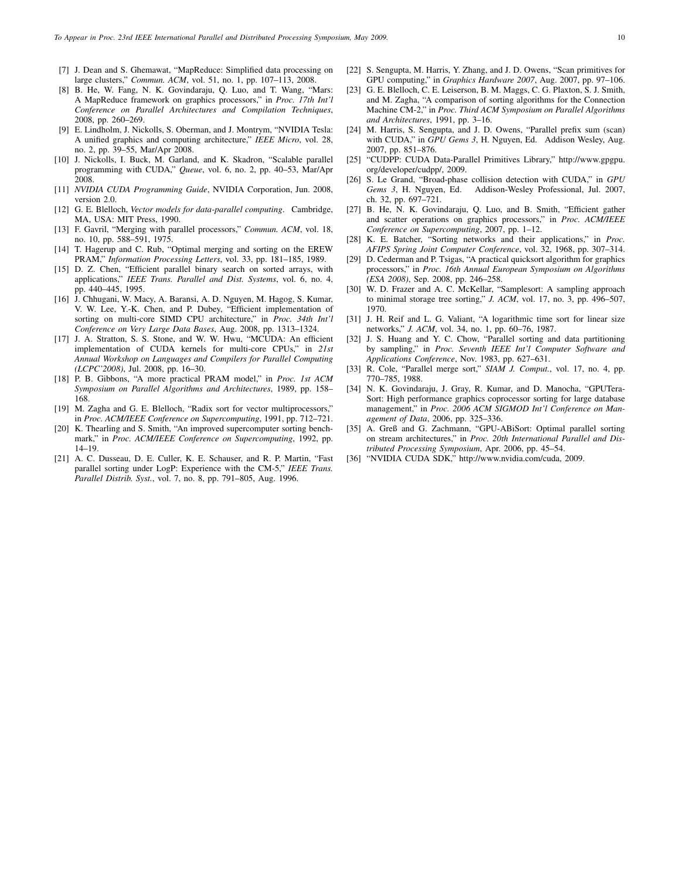[7] J. Dean and S. Ghemawat, "MapReduce: Simplified data processing on large clusters," *Commun. ACM*, vol. 51, no. 1, pp. 107–113, 2008.

[8] B. He, W. Fang, N. K. Govindaraju, Q. Luo, and T. Wang, "Mars: A MapReduce framework on graphics processors," in *Proc. 17th Int'l Conference on Parallel Architectures and Compilation Techniques*, 2008, pp. 260–269.

[9] E. Lindholm, J. Nickolls, S. Oberman, and J. Montrym, "NVIDIA Tesla: A unified graphics and computing architecture," *IEEE Micro*, vol. 28, no. 2, pp. 39–55, Mar/Apr 2008.

[10] J. Nickolls, I. Buck, M. Garland, and K. Skadron, "Scalable parallel programming with CUDA," *Queue*, vol. 6, no. 2, pp. 40–53, Mar/Apr 2008.

[11] *NVIDIA CUDA Programming Guide*, NVIDIA Corporation, Jun. 2008, version 2.0.

[12] G. E. Blelloch, *Vector models for data-parallel computing*. Cambridge, MA, USA: MIT Press, 1990.

[13] F. Gavril, "Merging with parallel processors," *Commun. ACM*, vol. 18, no. 10, pp. 588–591, 1975.

[14] T. Hagerup and C. Rub, "Optimal merging and sorting on the EREW PRAM," *Information Processing Letters*, vol. 33, pp. 181–185, 1989.

[15] D. Z. Chen, "Efficient parallel binary search on sorted arrays, with applications," *IEEE Trans. Parallel and Dist. Systems*, vol. 6, no. 4, pp. 440–445, 1995.

[16] J. Chhugani, W. Macy, A. Baransi, A. D. Nguyen, M. Hagog, S. Kumar, V. W. Lee, Y.-K. Chen, and P. Dubey, "Efficient implementation of sorting on multi-core SIMD CPU architecture," in *Proc. 34th Int'l Conference on Very Large Data Bases*, Aug. 2008, pp. 1313–1324.

[17] J. A. Stratton, S. S. Stone, and W. W. Hwu, "MCUDA: An efficient implementation of CUDA kernels for multi-core CPUs," in *21st Annual Workshop on Languages and Compilers for Parallel Computing (LCPC'2008)*, Jul. 2008, pp. 16–30.

[18] P. B. Gibbons, "A more practical PRAM model," in *Proc. 1st ACM Symposium on Parallel Algorithms and Architectures*, 1989, pp. 158–168.

[19] M. Zagha and G. E. Blelloch, "Radix sort for vector multiprocessors," in *Proc. ACM/IEEE Conference on Supercomputing*, 1991, pp. 712–721.

[20] K. Thearling and S. Smith, "An improved supercomputer sorting benchmark," in *Proc. ACM/IEEE Conference on Supercomputing*, 1992, pp. 14–19.

[21] A. C. Dusseau, D. E. Culler, K. E. Schauser, and R. P. Martin, "Fast parallel sorting under LogP: Experience with the CM-5," *IEEE Trans. Parallel Distrib. Syst.*, vol. 7, no. 8, pp. 791–805, Aug. 1996.

[22] S. Sengupta, M. Harris, Y. Zhang, and J. D. Owens, "Scan primitives for GPU computing," in *Graphics Hardware 2007*, Aug. 2007, pp. 97–106.

[23] G. E. Blelloch, C. E. Leiserson, B. M. Maggs, C. G. Plaxton, S. J. Smith, and M. Zagha, "A comparison of sorting algorithms for the Connection Machine CM-2," in *Proc. Third ACM Symposium on Parallel Algorithms and Architectures*, 1991, pp. 3–16.

[24] M. Harris, S. Sengupta, and J. D. Owens, "Parallel prefix sum (scan) with CUDA," in *GPU Gems 3*, H. Nguyen, Ed. Addison Wesley, Aug. 2007, pp. 851–876.

[25] "CUDPP: CUDA Data-Parallel Primitives Library," http://www.gpgpu.org/developer/cudpp/, 2009.

[26] S. Le Grand, "Broad-phase collision detection with CUDA," in *GPU Gems 3*, H. Nguyen, Ed. Addison-Wesley Professional, Jul. 2007, ch. 32, pp. 697–721.

[27] B. He, N. K. Govindaraju, Q. Luo, and B. Smith, "Efficient gather and scatter operations on graphics processors," in *Proc. ACM/IEEE Conference on Supercomputing*, 2007, pp. 1–12.

[28] K. E. Batcher, "Sorting networks and their applications," in *Proc. AFIPS Spring Joint Computer Conference*, vol. 32, 1968, pp. 307–314.

[29] D. Cederman and P. Tsigas, "A practical quicksort algorithm for graphics processors," in *Proc. 16th Annual European Symposium on Algorithms (ESA 2008)*, Sep. 2008, pp. 246–258.

[30] W. D. Frazer and A. C. McKellar, "Samplesort: A sampling approach to minimal storage tree sorting," *J. ACM*, vol. 17, no. 3, pp. 496–507, 1970.

[31] J. H. Reif and L. G. Valiant, "A logarithmic time sort for linear size networks," *J. ACM*, vol. 34, no. 1, pp. 60–76, 1987.

[32] J. S. Huang and Y. C. Chow, "Parallel sorting and data partitioning by sampling," in *Proc. Seventh IEEE Int'l Computer Software and Applications Conference*, Nov. 1983, pp. 627–631.

[33] R. Cole, "Parallel merge sort," *SIAM J. Comput.*, vol. 17, no. 4, pp. 770–785, 1988.

[34] N. K. Govindaraju, J. Gray, R. Kumar, and D. Manocha, "GPUTeraSort: High performance graphics coprocessor sorting for large database management," in *Proc. 2006 ACM SIGMOD Int'l Conference on Management of Data*, 2006, pp. 325–336.

[35] A. Greß and G. Zachmann, "GPU-ABiSort: Optimal parallel sorting on stream architectures," in *Proc. 20th International Parallel and Distributed Processing Symposium*, Apr. 2006, pp. 45–54.

[36] "NVIDIA CUDA SDK," http://www.nvidia.com/cuda, 2009.